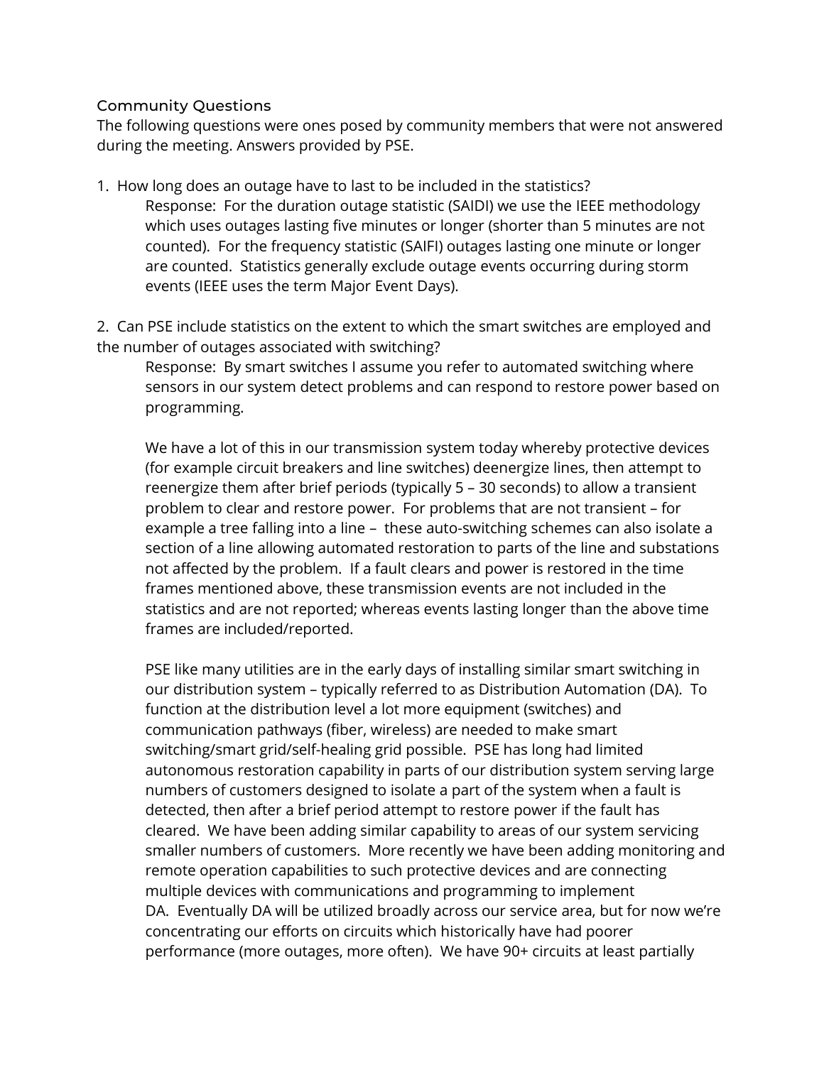## Community Questions

The following questions were ones posed by community members that were not answered during the meeting. Answers provided by PSE.

1. How long does an outage have to last to be included in the statistics?

   Response: For the duration outage statistic (SAIDI) we use the IEEE methodology which uses outages lasting five minutes or longer (shorter than 5 minutes are not counted). For the frequency statistic (SAIFI) outages lasting one minute or longer are counted. Statistics generally exclude outage events occurring during storm events (IEEE uses the term Major Event Days).

2. Can PSE include statistics on the extent to which the smart switches are employed and the number of outages associated with switching?

   Response: By smart switches I assume you refer to automated switching where sensors in our system detect problems and can respond to restore power based on programming.

   We have a lot of this in our transmission system today whereby protective devices (for example circuit breakers and line switches) deenergize lines, then attempt to reenergize them after brief periods (typically 5 – 30 seconds) to allow a transient problem to clear and restore power. For problems that are not transient – for example a tree falling into a line – these auto-switching schemes can also isolate a section of a line allowing automated restoration to parts of the line and substations not affected by the problem. If a fault clears and power is restored in the time frames mentioned above, these transmission events are not included in the statistics and are not reported; whereas events lasting longer than the above time frames are included/reported.

   PSE like many utilities are in the early days of installing similar smart switching in our distribution system – typically referred to as Distribution Automation (DA). To function at the distribution level a lot more equipment (switches) and communication pathways (fiber, wireless) are needed to make smart switching/smart grid/self-healing grid possible. PSE has long had limited autonomous restoration capability in parts of our distribution system serving large numbers of customers designed to isolate a part of the system when a fault is detected, then after a brief period attempt to restore power if the fault has cleared. We have been adding similar capability to areas of our system servicing smaller numbers of customers. More recently we have been adding monitoring and remote operation capabilities to such protective devices and are connecting multiple devices with communications and programming to implement DA. Eventually DA will be utilized broadly across our service area, but for now we're concentrating our efforts on circuits which historically have had poorer performance (more outages, more often). We have 90+ circuits at least partially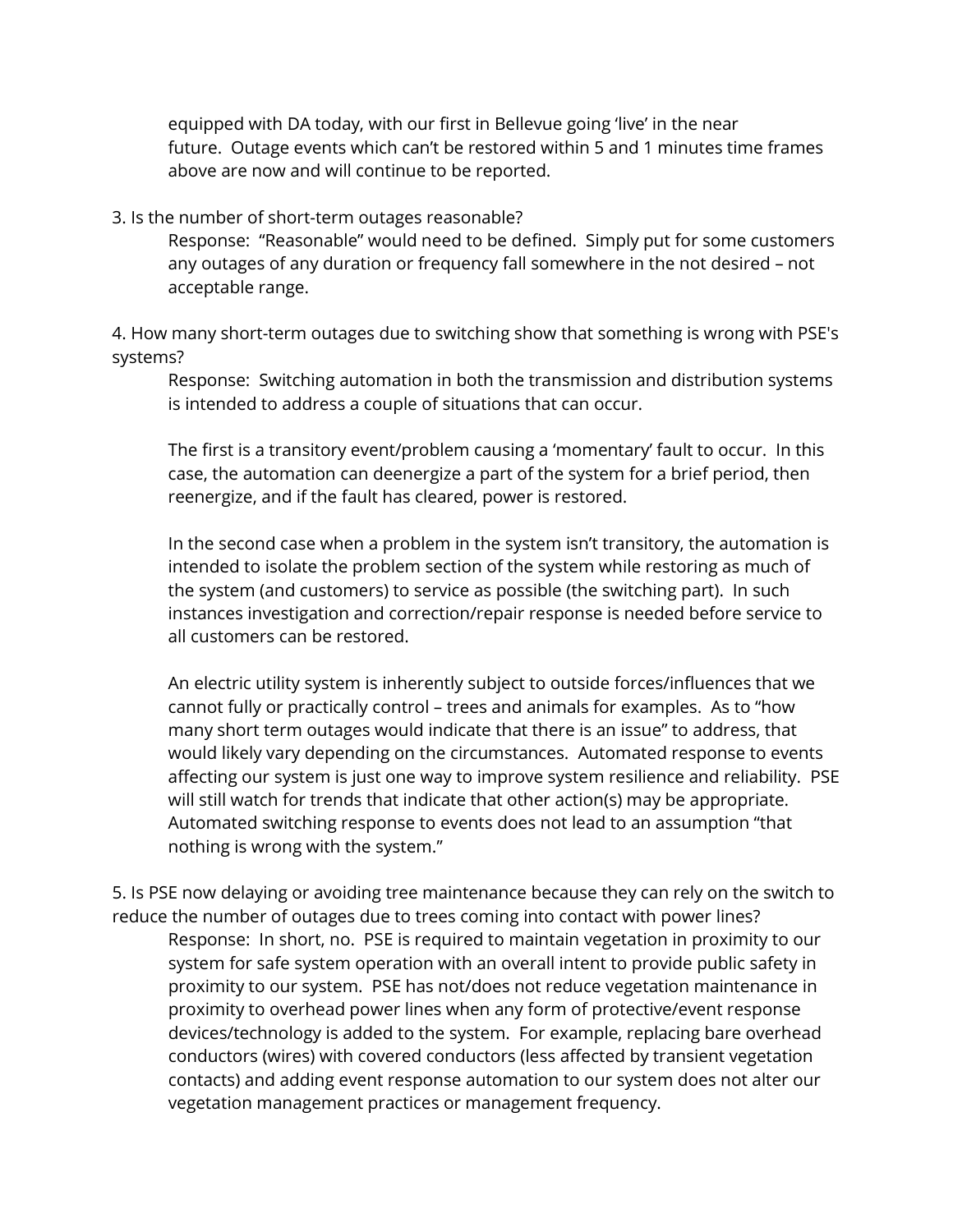equipped with DA today, with our first in Bellevue going 'live' in the near future. Outage events which can't be restored within 5 and 1 minutes time frames above are now and will continue to be reported.

3. Is the number of short-term outages reasonable?

Response: "Reasonable" would need to be defined. Simply put for some customers any outages of any duration or frequency fall somewhere in the not desired – not acceptable range.

4. How many short-term outages due to switching show that something is wrong with PSE's systems?

Response: Switching automation in both the transmission and distribution systems is intended to address a couple of situations that can occur.

The first is a transitory event/problem causing a 'momentary' fault to occur. In this case, the automation can deenergize a part of the system for a brief period, then reenergize, and if the fault has cleared, power is restored.

In the second case when a problem in the system isn't transitory, the automation is intended to isolate the problem section of the system while restoring as much of the system (and customers) to service as possible (the switching part). In such instances investigation and correction/repair response is needed before service to all customers can be restored.

An electric utility system is inherently subject to outside forces/influences that we cannot fully or practically control – trees and animals for examples. As to "how many short term outages would indicate that there is an issue" to address, that would likely vary depending on the circumstances. Automated response to events affecting our system is just one way to improve system resilience and reliability. PSE will still watch for trends that indicate that other action(s) may be appropriate. Automated switching response to events does not lead to an assumption "that nothing is wrong with the system."

5. Is PSE now delaying or avoiding tree maintenance because they can rely on the switch to reduce the number of outages due to trees coming into contact with power lines?

Response: In short, no. PSE is required to maintain vegetation in proximity to our system for safe system operation with an overall intent to provide public safety in proximity to our system. PSE has not/does not reduce vegetation maintenance in proximity to overhead power lines when any form of protective/event response devices/technology is added to the system. For example, replacing bare overhead conductors (wires) with covered conductors (less affected by transient vegetation contacts) and adding event response automation to our system does not alter our vegetation management practices or management frequency.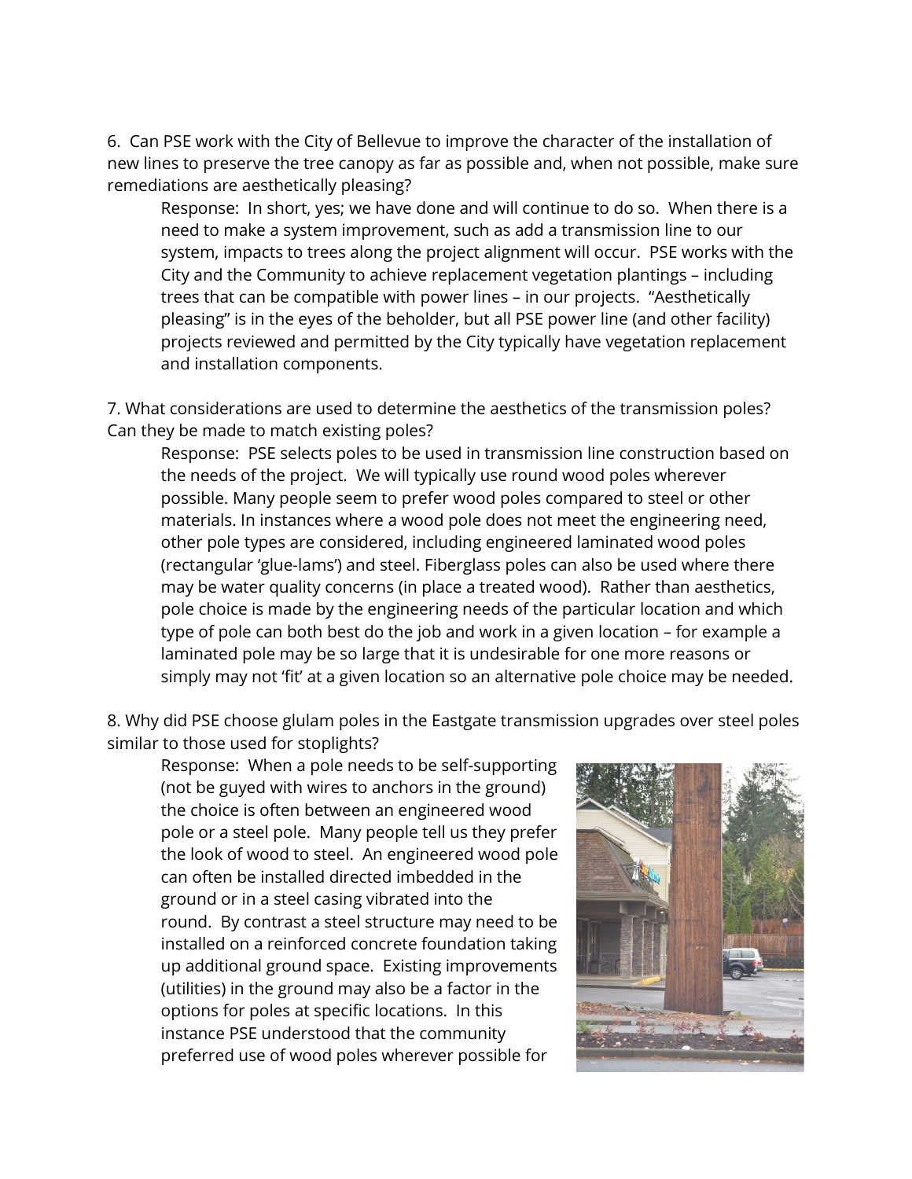6. Can PSE work with the City of Bellevue to improve the character of the installation of new lines to preserve the tree canopy as far as possible and, when not possible, make sure remediations are aesthetically pleasing?

Response: In short, yes; we have done and will continue to do so. When there is a need to make a system improvement, such as add a transmission line to our system, impacts to trees along the project alignment will occur. PSE works with the City and the Community to achieve replacement vegetation plantings – including trees that can be compatible with power lines – in our projects. "Aesthetically pleasing" is in the eyes of the beholder, but all PSE power line (and other facility) projects reviewed and permitted by the City typically have vegetation replacement and installation components.

7. What considerations are used to determine the aesthetics of the transmission poles? Can they be made to match existing poles?

Response: PSE selects poles to be used in transmission line construction based on the needs of the project. We will typically use round wood poles wherever possible. Many people seem to prefer wood poles compared to steel or other materials. In instances where a wood pole does not meet the engineering need, other pole types are considered, including engineered laminated wood poles (rectangular 'glue-lams') and steel. Fiberglass poles can also be used where there may be water quality concerns (in place a treated wood). Rather than aesthetics, pole choice is made by the engineering needs of the particular location and which type of pole can both best do the job and work in a given location – for example a laminated pole may be so large that it is undesirable for one more reasons or simply may not 'fit' at a given location so an alternative pole choice may be needed.

8. Why did PSE choose glulam poles in the Eastgate transmission upgrades over steel poles similar to those used for stoplights?

Response: When a pole needs to be self-supporting (not be guyed with wires to anchors in the ground) the choice is often between an engineered wood pole or a steel pole. Many people tell us they prefer the look of wood to steel. An engineered wood pole can often be installed directed imbedded in the ground or in a steel casing vibrated into the round. By contrast a steel structure may need to be installed on a reinforced concrete foundation taking up additional ground space. Existing improvements (utilities) in the ground may also be a factor in the options for poles at specific locations. In this instance PSE understood that the community preferred use of wood poles wherever possible for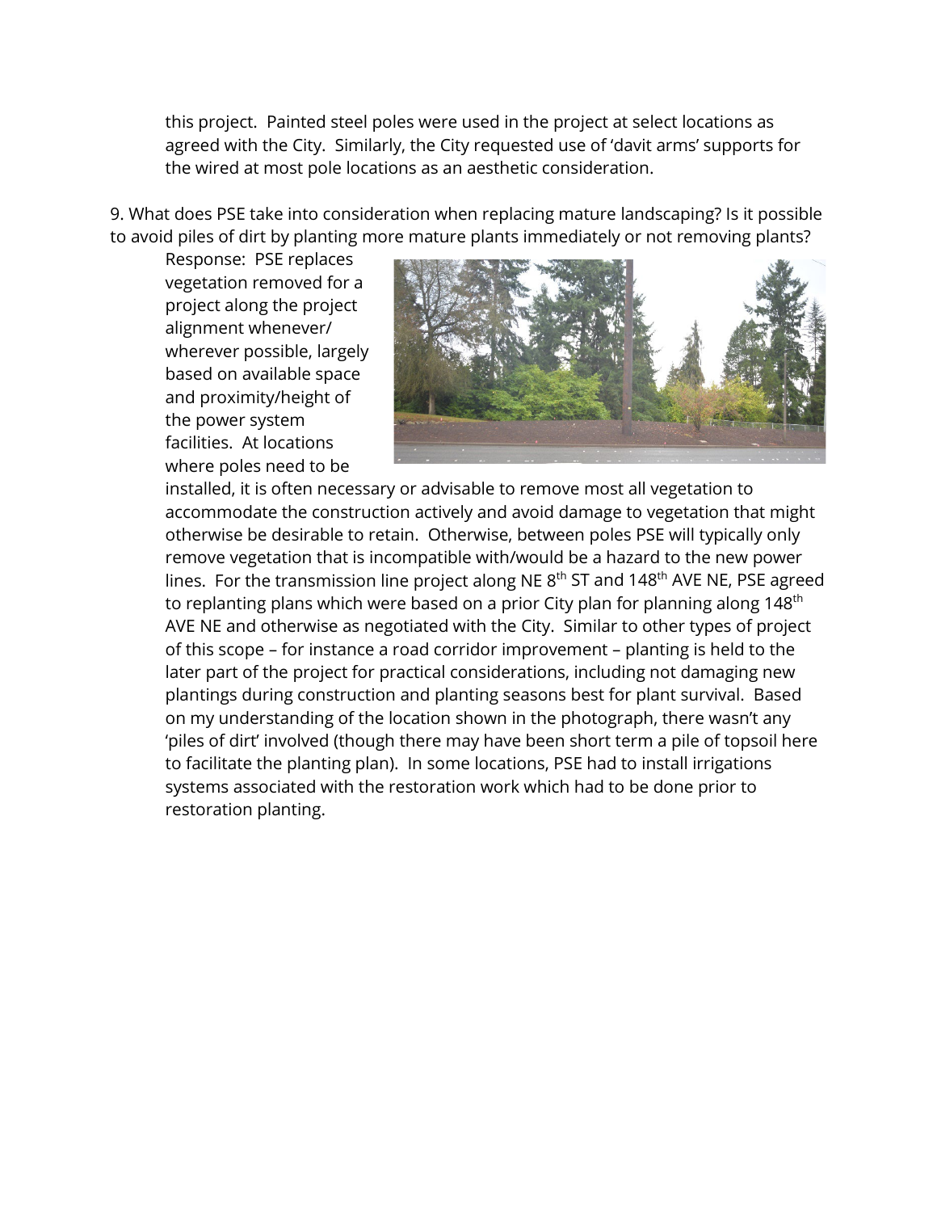this project. Painted steel poles were used in the project at select locations as agreed with the City. Similarly, the City requested use of 'davit arms' supports for the wired at most pole locations as an aesthetic consideration.

9. What does PSE take into consideration when replacing mature landscaping? Is it possible to avoid piles of dirt by planting more mature plants immediately or not removing plants?

Response: PSE replaces vegetation removed for a project along the project alignment whenever/ wherever possible, largely based on available space and proximity/height of the power system facilities. At locations where poles need to be installed, it is often necessary or advisable to remove most all vegetation to accommodate the construction actively and avoid damage to vegetation that might otherwise be desirable to retain. Otherwise, between poles PSE will typically only remove vegetation that is incompatible with/would be a hazard to the new power lines. For the transmission line project along NE 8th ST and 148th AVE NE, PSE agreed to replanting plans which were based on a prior City plan for planning along 148th AVE NE and otherwise as negotiated with the City. Similar to other types of project of this scope – for instance a road corridor improvement – planting is held to the later part of the project for practical considerations, including not damaging new plantings during construction and planting seasons best for plant survival. Based on my understanding of the location shown in the photograph, there wasn't any 'piles of dirt' involved (though there may have been short term a pile of topsoil here to facilitate the planting plan). In some locations, PSE had to install irrigations systems associated with the restoration work which had to be done prior to restoration planting.